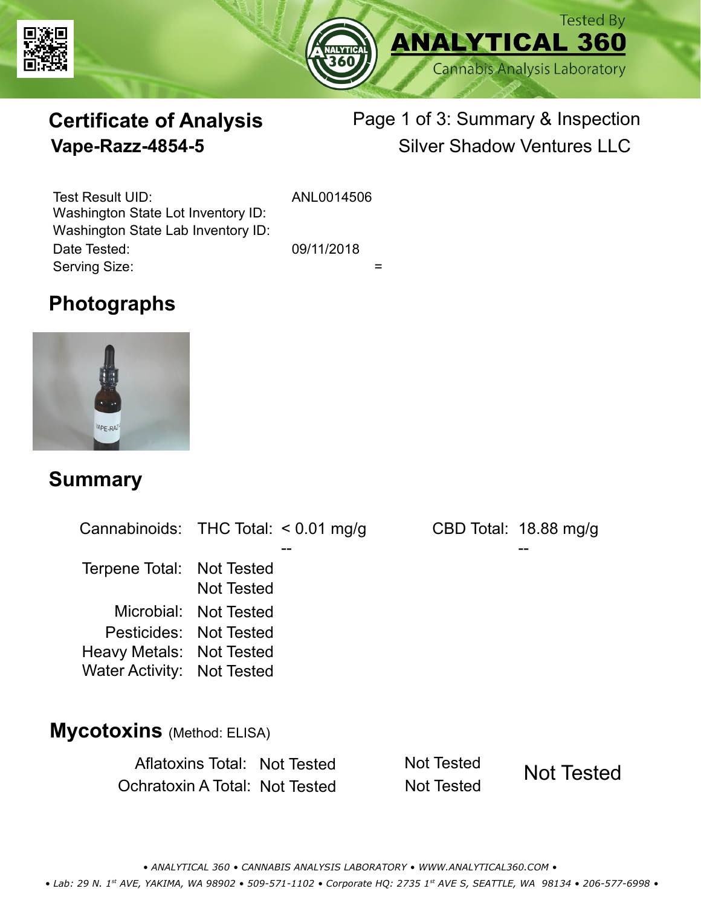Tested By **ANALYTICAL 360** Cannabis Analysis Laboratory

# Certificate of Analysis

**Vape-Razz-4854-5**

Page 1 of 3: Summary & Inspection

Silver Shadow Ventures LLC

| | |
|---|---|
| Test Result UID: | ANL0014506 |
| Washington State Lot Inventory ID: | |
| Washington State Lab Inventory ID: | |
| Date Tested: | 09/11/2018 |
| Serving Size: | = |

## Photographs

## Summary

| | | | | |
|---|---|---|---|---|
| Cannabinoids: | THC Total: | < 0.01 mg/g | CBD Total: | 18.88 mg/g |
| | | -- | | -- |
| Terpene Total: | Not Tested | | | |
| | Not Tested | | | |
| Microbial: | Not Tested | | | |
| Pesticides: | Not Tested | | | |
| Heavy Metals: | Not Tested | | | |
| Water Activity: | Not Tested | | | |

## Mycotoxins (Method: ELISA)

| | | | |
|---|---|---|---|
| Aflatoxins Total: | Not Tested | Not Tested | Not Tested |
| Ochratoxin A Total: | Not Tested | Not Tested | |

• ANALYTICAL 360 • CANNABIS ANALYSIS LABORATORY • WWW.ANALYTICAL360.COM •

• Lab: 29 N. 1st AVE, YAKIMA, WA 98902 • 509-571-1102 • Corporate HQ: 2735 1st AVE S, SEATTLE, WA 98134 • 206-577-6998 •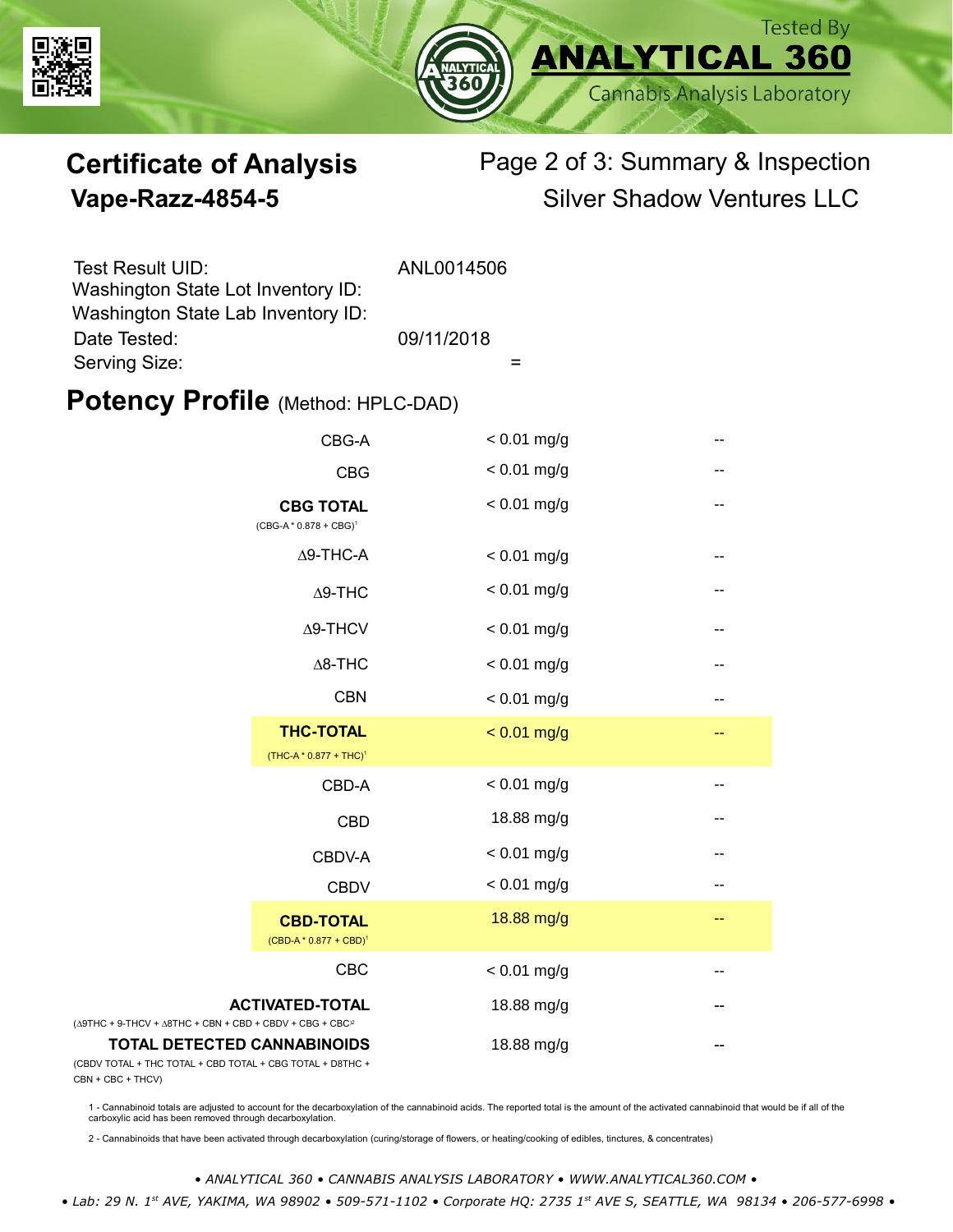Tested By **ANALYTICAL 360** Cannabis Analysis Laboratory

# Certificate of Analysis

## Vape-Razz-4854-5

Page 2 of 3: Summary & Inspection

Silver Shadow Ventures LLC

| | |
|---|---|
| Test Result UID: | ANL0014506 |
| Washington State Lot Inventory ID: | |
| Washington State Lab Inventory ID: | |
| Date Tested: | 09/11/2018 |
| Serving Size: | = |

## Potency Profile (Method: HPLC-DAD)

| Analyte | Result | |
|---|---|---|
| CBG-A | < 0.01 mg/g | -- |
| CBG | < 0.01 mg/g | -- |
| **CBG TOTAL** (CBG-A * 0.878 + CBG)[1] | < 0.01 mg/g | -- |
| Δ9-THC-A | < 0.01 mg/g | -- |
| Δ9-THC | < 0.01 mg/g | -- |
| Δ9-THCV | < 0.01 mg/g | -- |
| Δ8-THC | < 0.01 mg/g | -- |
| CBN | < 0.01 mg/g | -- |
| **THC-TOTAL** (THC-A * 0.877 + THC)[1] | < 0.01 mg/g | -- |
| CBD-A | < 0.01 mg/g | -- |
| CBD | 18.88 mg/g | -- |
| CBDV-A | < 0.01 mg/g | -- |
| CBDV | < 0.01 mg/g | -- |
| **CBD-TOTAL** (CBD-A * 0.877 + CBD)[1] | 18.88 mg/g | -- |
| CBC | < 0.01 mg/g | -- |
| **ACTIVATED-TOTAL** (Δ9THC + 9-THCV + Δ8THC + CBN + CBD + CBDV + CBG + CBC)[2] | 18.88 mg/g | -- |
| **TOTAL DETECTED CANNABINOIDS** (CBDV TOTAL + THC TOTAL + CBD TOTAL + CBG TOTAL + D8THC + CBN + CBC + THCV) | 18.88 mg/g | -- |

1 - Cannabinoid totals are adjusted to account for the decarboxylation of the cannabinoid acids. The reported total is the amount of the activated cannabinoid that would be if all of the carboxylic acid has been removed through decarboxylation.

2 - Cannabinoids that have been activated through decarboxylation (curing/storage of flowers, or heating/cooking of edibles, tinctures, & concentrates)

*• ANALYTICAL 360 • CANNABIS ANALYSIS LABORATORY • WWW.ANALYTICAL360.COM •*

*• Lab: 29 N. 1st AVE, YAKIMA, WA 98902 • 509-571-1102 • Corporate HQ: 2735 1st AVE S, SEATTLE, WA 98134 • 206-577-6998 •*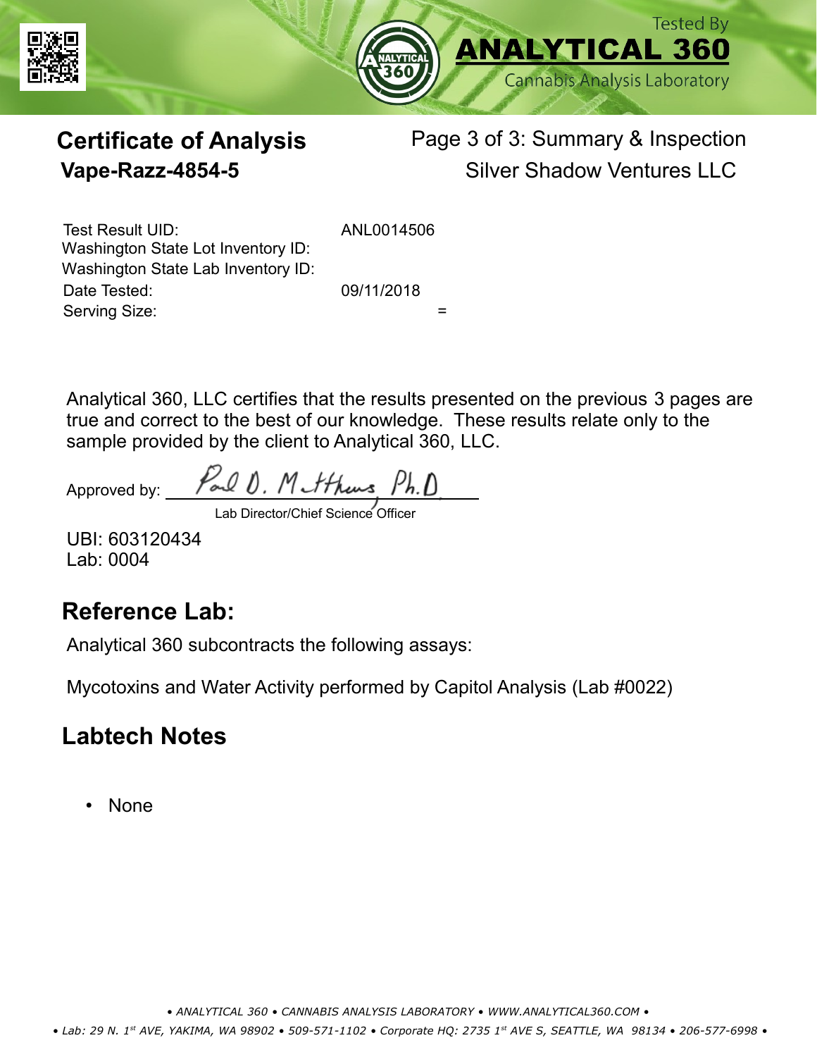# Certificate of Analysis

**Vape-Razz-4854-5**

Page 3 of 3: Summary & Inspection

Silver Shadow Ventures LLC

| | |
|---|---|
| Test Result UID: | ANL0014506 |
| Washington State Lot Inventory ID: | |
| Washington State Lab Inventory ID: | |
| Date Tested: | 09/11/2018 |
| Serving Size: | = |

Analytical 360, LLC certifies that the results presented on the previous 3 pages are true and correct to the best of our knowledge. These results relate only to the sample provided by the client to Analytical 360, LLC.

Approved by: Paul D. Matthews, Ph.D

Lab Director/Chief Science Officer

UBI: 603120434

Lab: 0004

## Reference Lab:

Analytical 360 subcontracts the following assays:

Mycotoxins and Water Activity performed by Capitol Analysis (Lab #0022)

## Labtech Notes

- None

• ANALYTICAL 360 • CANNABIS ANALYSIS LABORATORY • WWW.ANALYTICAL360.COM •

• Lab: 29 N. 1st AVE, YAKIMA, WA 98902 • 509-571-1102 • Corporate HQ: 2735 1st AVE S, SEATTLE, WA 98134 • 206-577-6998 •